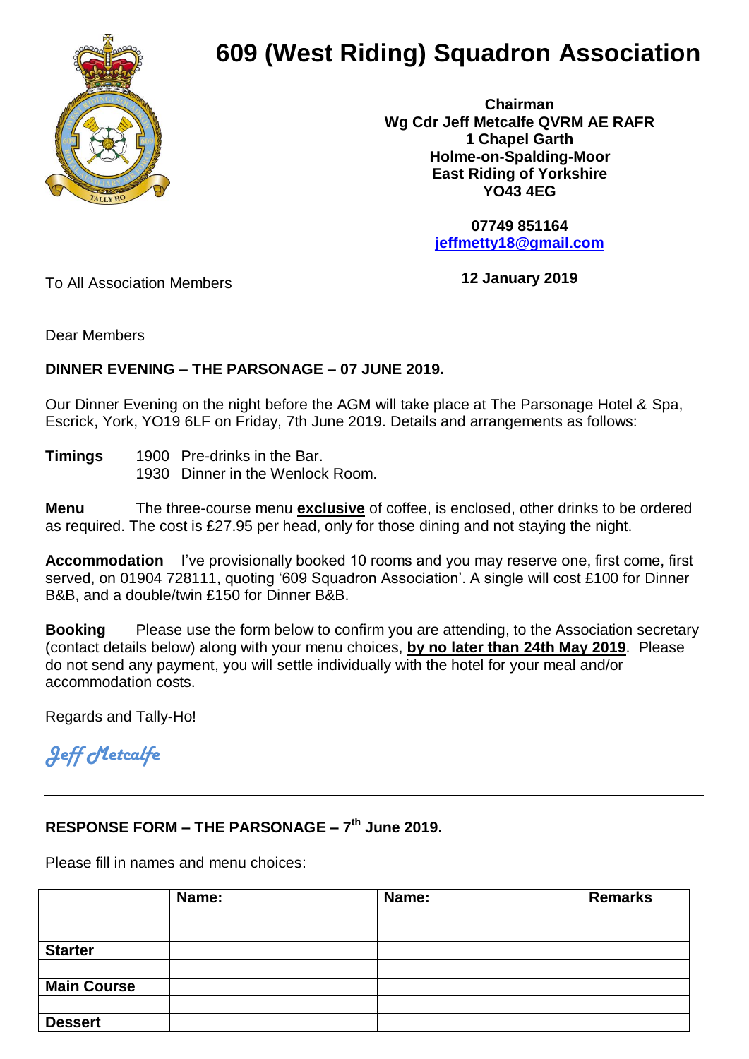# 609 (West Riding) Squadron Association

**Chairman**
**Wg Cdr Jeff Metcalfe QVRM AE RAFR**
**1 Chapel Garth**
**Holme-on-Spalding-Moor**
**East Riding of Yorkshire**
**YO43 4EG**

**07749 851164**
**jeffmetty18@gmail.com**

To All Association Members

**12 January 2019**

Dear Members

**DINNER EVENING – THE PARSONAGE – 07 JUNE 2019.**

Our Dinner Evening on the night before the AGM will take place at The Parsonage Hotel & Spa, Escrick, York, YO19 6LF on Friday, 7th June 2019. Details and arrangements as follows:

**Timings** 1900 Pre-drinks in the Bar.
1930 Dinner in the Wenlock Room.

**Menu** The three-course menu **exclusive** of coffee, is enclosed, other drinks to be ordered as required. The cost is £27.95 per head, only for those dining and not staying the night.

**Accommodation** I've provisionally booked 10 rooms and you may reserve one, first come, first served, on 01904 728111, quoting '609 Squadron Association'. A single will cost £100 for Dinner B&B, and a double/twin £150 for Dinner B&B.

**Booking** Please use the form below to confirm you are attending, to the Association secretary (contact details below) along with your menu choices, **by no later than 24th May 2019**. Please do not send any payment, you will settle individually with the hotel for your meal and/or accommodation costs.

Regards and Tally-Ho!

*Jeff Metcalfe*

---

**RESPONSE FORM – THE PARSONAGE – 7th June 2019.**

Please fill in names and menu choices:

| | Name: | Name: | Remarks |
|---|---|---|---|
| **Starter** | | | |
| | | | |
| **Main Course** | | | |
| | | | |
| **Dessert** | | | |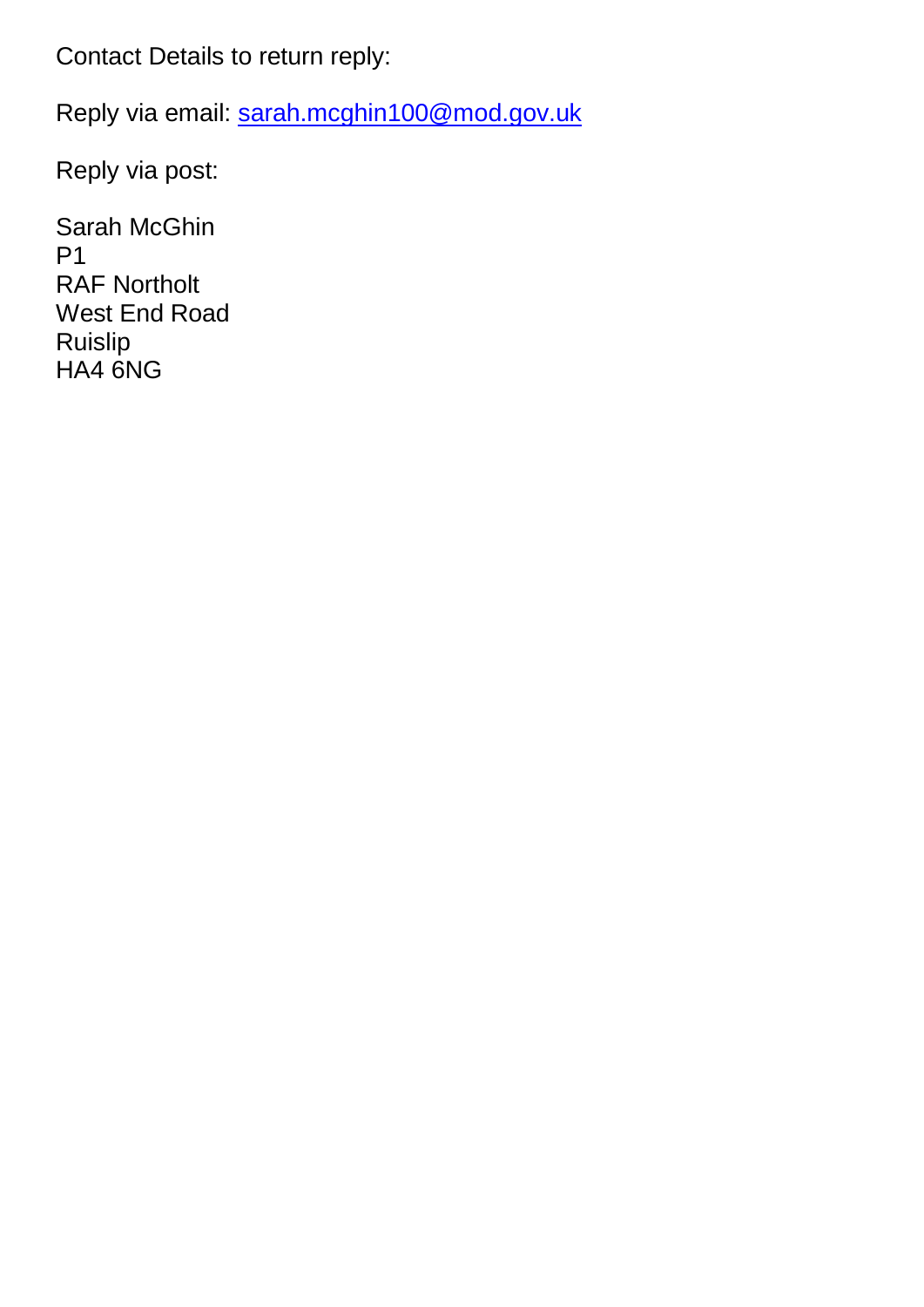Contact Details to return reply:

Reply via email: sarah.mcghin100@mod.gov.uk

Reply via post:

Sarah McGhin
P1
RAF Northolt
West End Road
Ruislip
HA4 6NG